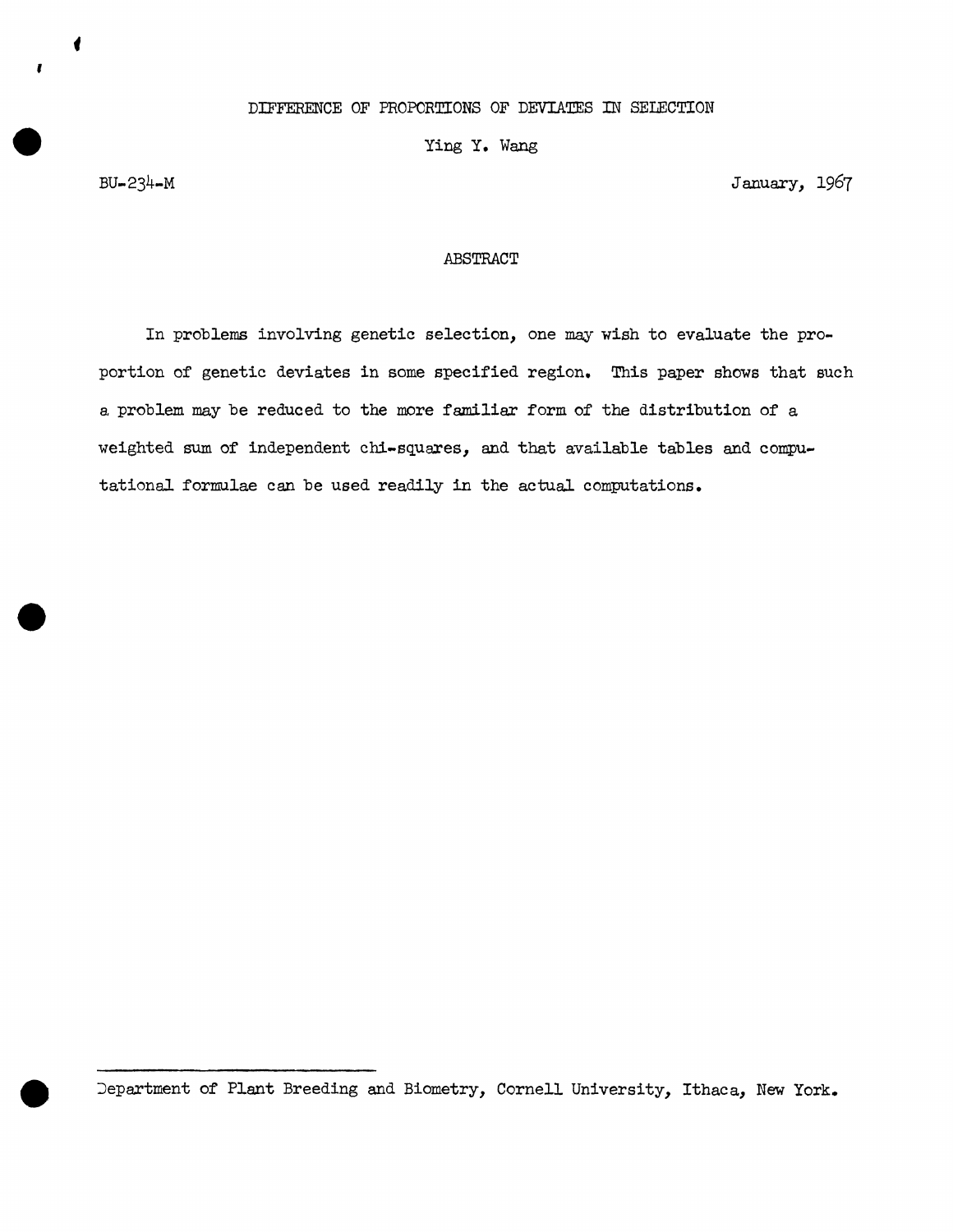# DIFFERENCE OF PROPORTIONS OF DEVIATES IN SELECTION

Ying Y. Wang

BU-234-M

January, 1967

## ABSTRACT

In problems involving genetic selection, one may wish to evaluate the proportion of genetic deviates in some specified region. This paper shows that such a problem may be reduced to the more familiar form of the distribution of a weighted sum of independent chi-squares, and that available tables and computational formulae can be used readily in the actual computations.

---

Department of Plant Breeding and Biometry, Cornell University, Ithaca, New York.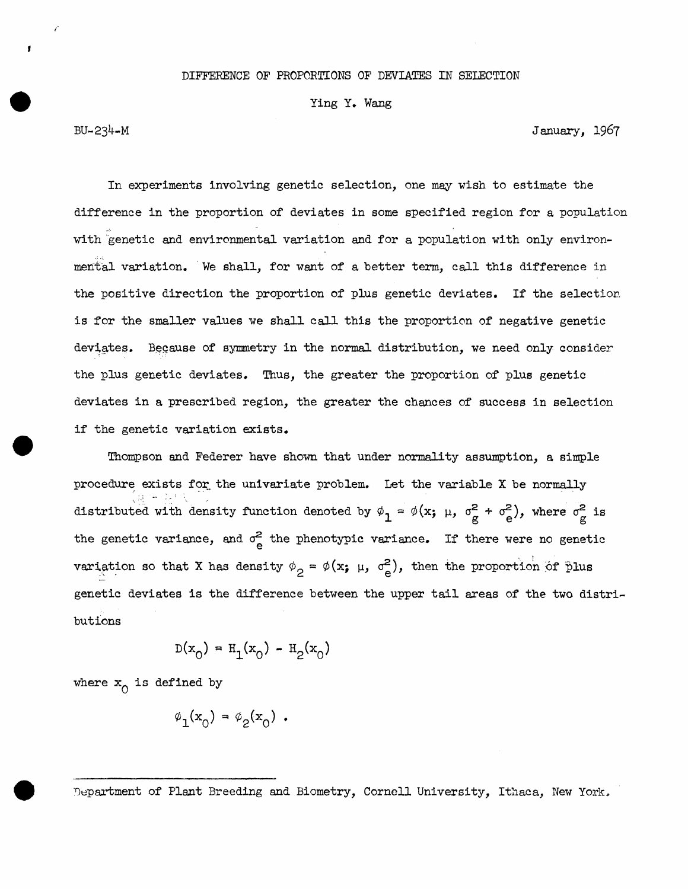# DIFFERENCE OF PROPORTIONS OF DEVIATES IN SELECTION

Ying Y. Wang

BU-234-M January, 1967

In experiments involving genetic selection, one may wish to estimate the difference in the proportion of deviates in some specified region for a population with genetic and environmental variation and for a population with only environmental variation. We shall, for want of a better term, call this difference in the positive direction the proportion of plus genetic deviates. If the selection is for the smaller values we shall call this the proportion of negative genetic deviates. Because of symmetry in the normal distribution, we need only consider the plus genetic deviates. Thus, the greater the proportion of plus genetic deviates in a prescribed region, the greater the chances of success in selection if the genetic variation exists.

Thompson and Federer have shown that under normality assumption, a simple procedure exists for the univariate problem. Let the variable X be normally distributed with density function denoted by $\phi_1 = \phi(x;\ \mu,\ \sigma_g^2 + \sigma_e^2)$, where $\sigma_g^2$ is the genetic variance, and $\sigma_e^2$ the phenotypic variance. If there were no genetic variation so that X has density $\phi_2 = \phi(x;\ \mu,\ \sigma_e^2)$, then the proportion of plus genetic deviates is the difference between the upper tail areas of the two distributions

$$D(x_0) = H_1(x_0) - H_2(x_0)$$

where $x_0$ is defined by

$$\phi_1(x_0) = \phi_2(x_0) \ .$$

Department of Plant Breeding and Biometry, Cornell University, Ithaca, New York.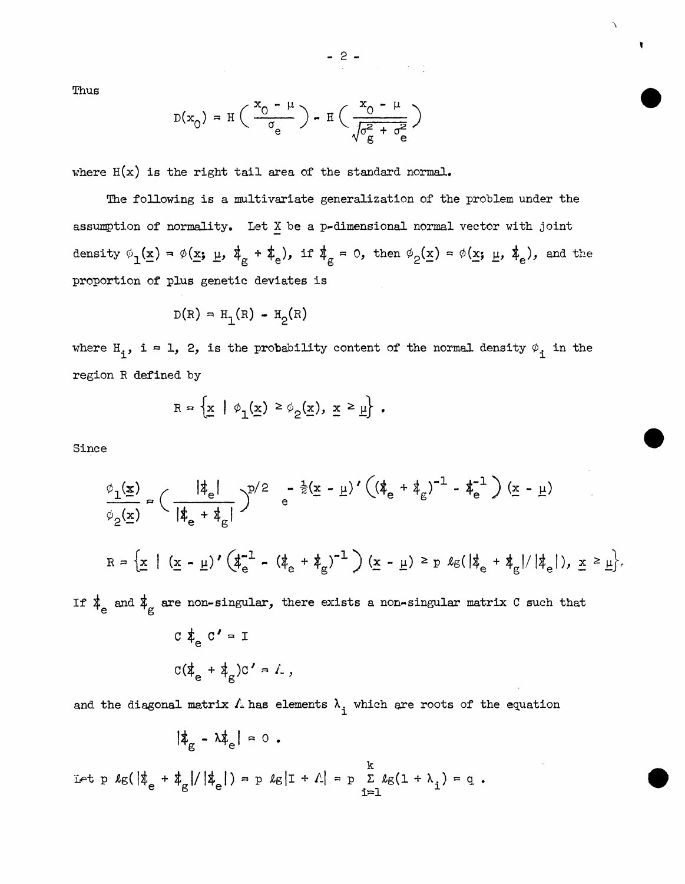Thus

$$D(x_0) = H\left(\frac{x_0 - \mu}{\sigma_e}\right) - H\left(\frac{x_0 - \mu}{\sqrt{\sigma_g^2 + \sigma_e^2}}\right)$$

where $H(x)$ is the right tail area of the standard normal.

The following is a multivariate generalization of the problem under the assumption of normality. Let $\underline{X}$ be a p-dimensional normal vector with joint density $\phi_1(\underline{x}) = \phi(\underline{x};\ \underline{\mu},\ \Sigma_g + \Sigma_e)$, if $\Sigma_g = 0$, then $\phi_2(\underline{x}) = \phi(\underline{x};\ \underline{\mu},\ \Sigma_e)$, and the proportion of plus genetic deviates is

$$D(R) = H_1(R) - H_2(R)$$

where $H_i$, $i = 1, 2$, is the probability content of the normal density $\phi_i$ in the region R defined by

$$R = \left\{\underline{x} \mid \phi_1(\underline{x}) \geq \phi_2(\underline{x}),\ \underline{x} \geq \underline{\mu}\right\} .$$

Since

$$\frac{\phi_1(\underline{x})}{\phi_2(\underline{x})} = \left(\frac{|\Sigma_e|}{|\Sigma_e + \Sigma_g|}\right)^{p/2} e^{-\frac{1}{2}(\underline{x} - \underline{\mu})'\left((\Sigma_e + \Sigma_g)^{-1} - \Sigma_e^{-1}\right)(\underline{x} - \underline{\mu})}$$

$$R = \left\{\underline{x} \mid (\underline{x} - \underline{\mu})'\left(\Sigma_e^{-1} - (\Sigma_e + \Sigma_g)^{-1}\right)(\underline{x} - \underline{\mu}) \geq p\ \ell g(|\Sigma_e + \Sigma_g| / |\Sigma_e|),\ \underline{x} \geq \underline{\mu}\right\}.$$

If $\Sigma_e$ and $\Sigma_g$ are non-singular, there exists a non-singular matrix C such that

$$C\,\Sigma_e\,C' = I$$

$$C(\Sigma_e + \Sigma_g)C' = \Lambda ,$$

and the diagonal matrix $\Lambda$ has elements $\lambda_i$ which are roots of the equation

$$|\Sigma_g - \lambda\Sigma_e| = 0 .$$

Let $p\ \ell g(|\Sigma_e + \Sigma_g| / |\Sigma_e|) = p\ \ell g|I + \Lambda| = p \sum_{i=1}^{k} \ell g(1 + \lambda_i) = q$ .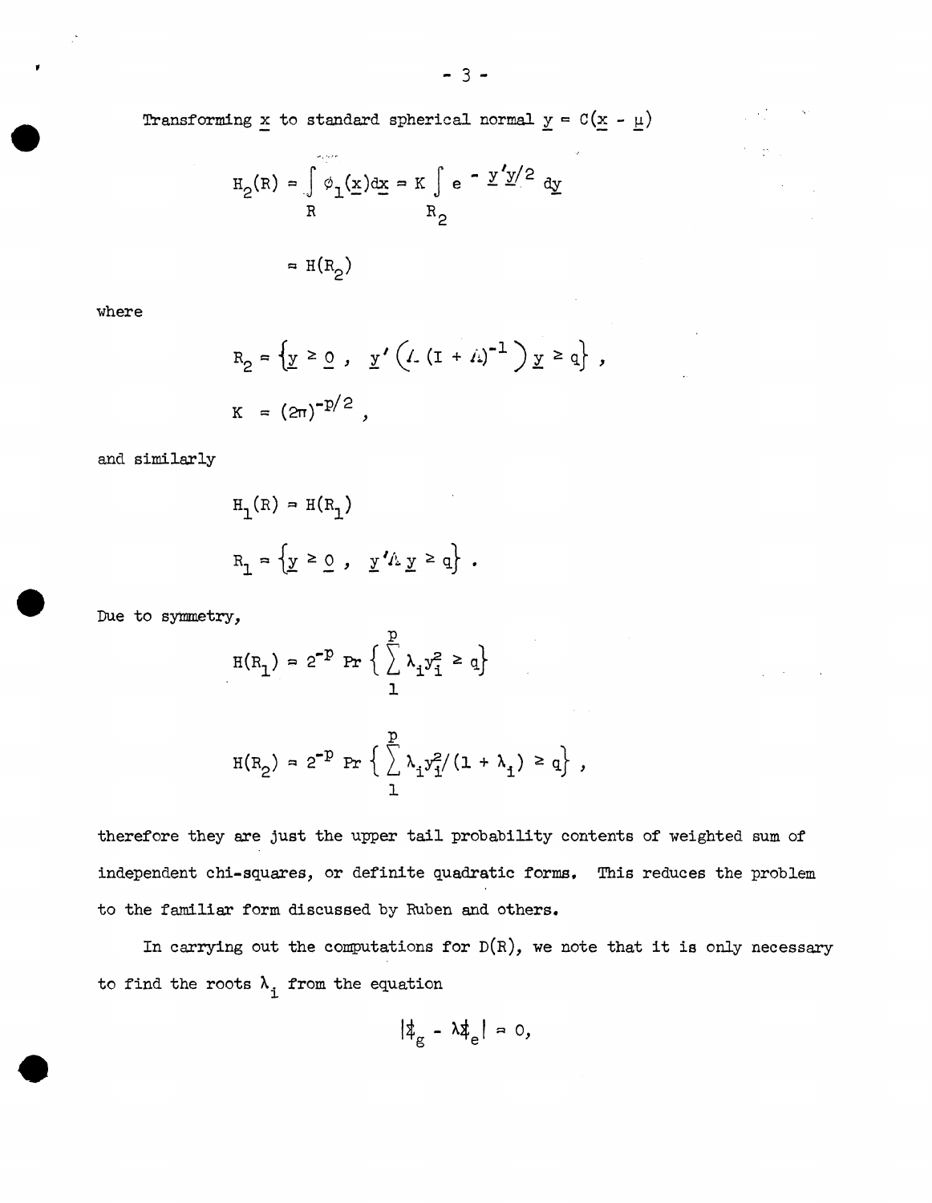Transforming $\underline{x}$ to standard spherical normal $\underline{y} = C(\underline{x} - \underline{\mu})$

$$H_2(R) = \int_R \phi_1(\underline{x})d\underline{x} = K \int_{R_2} e^{-\underline{y}'\underline{y}/2}\, d\underline{y}$$

$$= H(R_2)$$

where

$$R_2 = \left\{ \underline{y} \geq \underline{0}\ ,\ \ \underline{y}'\left(\Lambda\,(I + \Lambda)^{-1}\right)\underline{y} \geq q \right\} ,$$

$$K = (2\pi)^{-p/2} ,$$

and similarly

$$H_1(R) = H(R_1)$$

$$R_1 = \left\{ \underline{y} \geq \underline{0}\ ,\ \ \underline{y}'\Lambda\,\underline{y} \geq q \right\} .$$

Due to symmetry,

$$H(R_1) = 2^{-p}\ \Pr\left\{ \sum_1^p \lambda_i y_i^2 \geq q \right\}$$

$$H(R_2) = 2^{-p}\ \Pr\left\{ \sum_1^p \lambda_i y_i^2/(1 + \lambda_i) \geq q \right\} ,$$

therefore they are just the upper tail probability contents of weighted sum of independent chi-squares, or definite quadratic forms. This reduces the problem to the familiar form discussed by Ruben and others.

In carrying out the computations for $D(R)$, we note that it is only necessary to find the roots $\lambda_i$ from the equation

$$|\Sigma_g - \lambda \Sigma_e| = 0,$$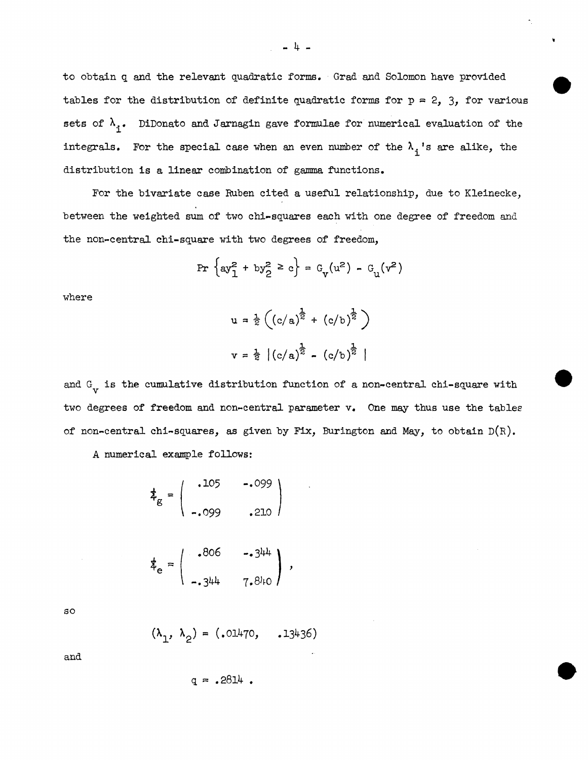to obtain q and the relevant quadratic forms. Grad and Solomon have provided tables for the distribution of definite quadratic forms for $p = 2, 3$, for various sets of $\lambda_i$. DiDonato and Jarnagin gave formulae for numerical evaluation of the integrals. For the special case when an even number of the $\lambda_i$'s are alike, the distribution is a linear combination of gamma functions.

For the bivariate case Ruben cited a useful relationship, due to Kleinecke, between the weighted sum of two chi-squares each with one degree of freedom and the non-central chi-square with two degrees of freedom,

$$\Pr\left\{ay_1^2 + by_2^2 \geq c\right\} = G_v(u^2) - G_u(v^2)$$

where

$$u = \tfrac{1}{2}\left((c/a)^{\frac{1}{2}} + (c/b)^{\frac{1}{2}}\right)$$

$$v = \tfrac{1}{2}\left|(c/a)^{\frac{1}{2}} - (c/b)^{\frac{1}{2}}\right|$$

and $G_v$ is the cumulative distribution function of a non-central chi-square with two degrees of freedom and non-central parameter v. One may thus use the tables of non-central chi-squares, as given by Fix, Burington and May, to obtain $D(R)$.

A numerical example follows:

$$\Sigma_g = \begin{pmatrix} .105 & -.099 \\ -.099 & .210 \end{pmatrix}$$

$$\Sigma_e = \begin{pmatrix} .806 & -.344 \\ -.344 & 7.840 \end{pmatrix},$$

so

$$(\lambda_1, \lambda_2) = (.01470, \quad .13436)$$

and

$$q = .2814 .$$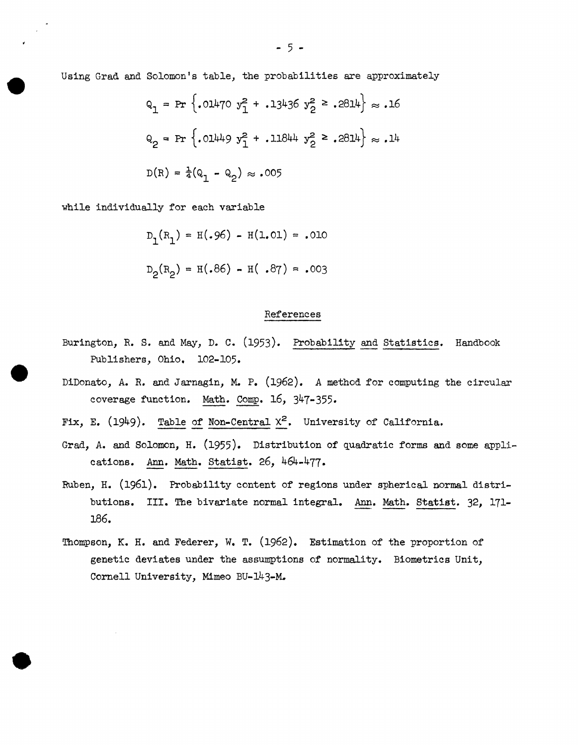Using Grad and Solomon's table, the probabilities are approximately

$$Q_1 = \Pr\left\{.01470\ y_1^2 + .13436\ y_2^2 \geq .2814\right\} \approx .16$$

$$Q_2 = \Pr\left\{.01449\ y_1^2 + .11844\ y_2^2 \geq .2814\right\} \approx .14$$

$$D(R) = \tfrac{1}{4}(Q_1 - Q_2) \approx .005$$

while individually for each variable

$$D_1(R_1) = H(.96) - H(1.01) = .010$$

$$D_2(R_2) = H(.86) - H(\ .87) = .003$$

## References

Burington, R. S. and May, D. C. (1953). Probability and Statistics. Handbook Publishers, Ohio. 102-105.

DiDonato, A. R. and Jarnagin, M. P. (1962). A method for computing the circular coverage function. Math. Comp. 16, 347-355.

Fix, E. (1949). Table of Non-Central $\chi^2$. University of California.

Grad, A. and Solomon, H. (1955). Distribution of quadratic forms and some applications. Ann. Math. Statist. 26, 464-477.

Ruben, H. (1961). Probability content of regions under spherical normal distributions. III. The bivariate normal integral. Ann. Math. Statist. 32, 171-186.

Thompson, K. H. and Federer, W. T. (1962). Estimation of the proportion of genetic deviates under the assumptions of normality. Biometrics Unit, Cornell University, Mimeo BU-143-M.